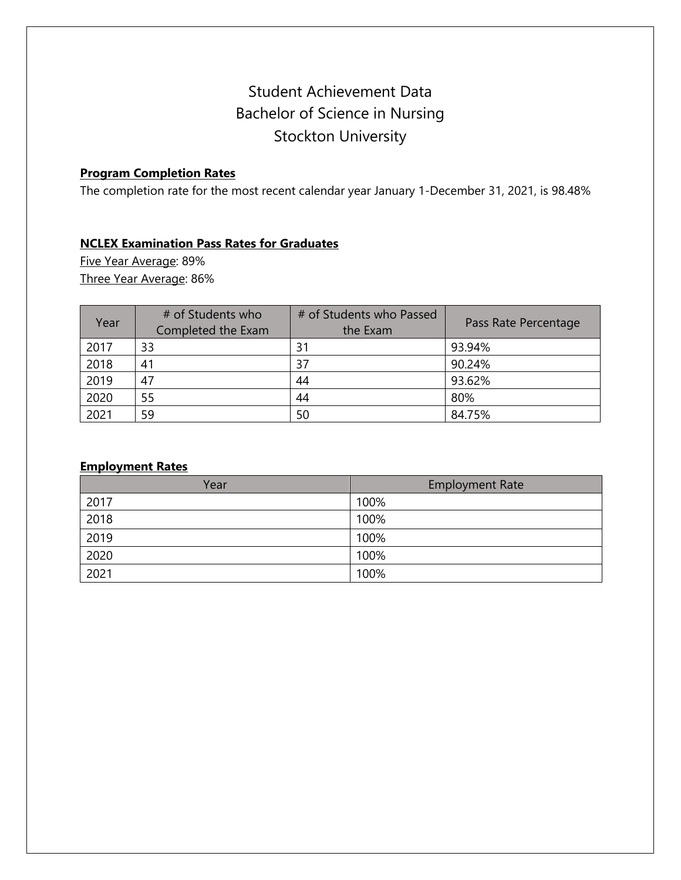# Student Achievement Data
# Bachelor of Science in Nursing
# Stockton University

**Program Completion Rates**

The completion rate for the most recent calendar year January 1-December 31, 2021, is 98.48%

**NCLEX Examination Pass Rates for Graduates**

Five Year Average: 89%

Three Year Average: 86%

| Year | # of Students who Completed the Exam | # of Students who Passed the Exam | Pass Rate Percentage |
|---|---|---|---|
| 2017 | 33 | 31 | 93.94% |
| 2018 | 41 | 37 | 90.24% |
| 2019 | 47 | 44 | 93.62% |
| 2020 | 55 | 44 | 80% |
| 2021 | 59 | 50 | 84.75% |

**Employment Rates**

| Year | Employment Rate |
|---|---|
| 2017 | 100% |
| 2018 | 100% |
| 2019 | 100% |
| 2020 | 100% |
| 2021 | 100% |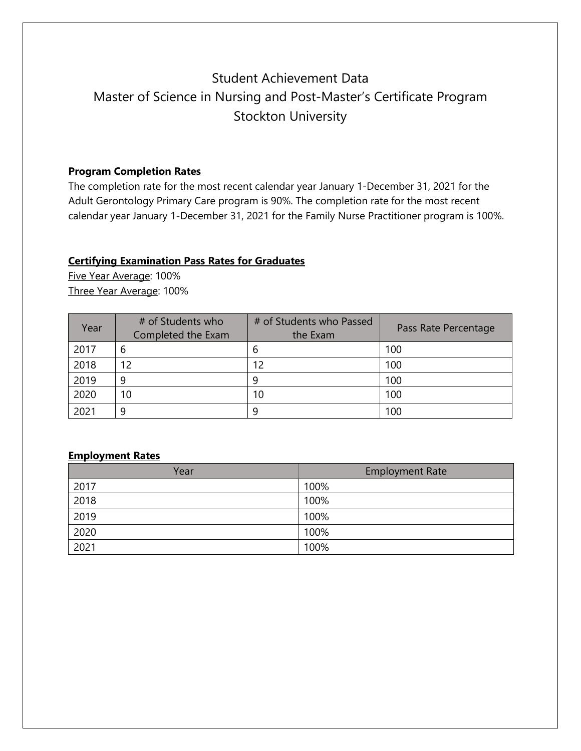# Student Achievement Data
# Master of Science in Nursing and Post-Master's Certificate Program
# Stockton University

## Program Completion Rates

The completion rate for the most recent calendar year January 1-December 31, 2021 for the Adult Gerontology Primary Care program is 90%. The completion rate for the most recent calendar year January 1-December 31, 2021 for the Family Nurse Practitioner program is 100%.

## Certifying Examination Pass Rates for Graduates

Five Year Average: 100%
Three Year Average: 100%

| Year | # of Students who Completed the Exam | # of Students who Passed the Exam | Pass Rate Percentage |
|---|---|---|---|
| 2017 | 6 | 6 | 100 |
| 2018 | 12 | 12 | 100 |
| 2019 | 9 | 9 | 100 |
| 2020 | 10 | 10 | 100 |
| 2021 | 9 | 9 | 100 |

## Employment Rates

| Year | Employment Rate |
|---|---|
| 2017 | 100% |
| 2018 | 100% |
| 2019 | 100% |
| 2020 | 100% |
| 2021 | 100% |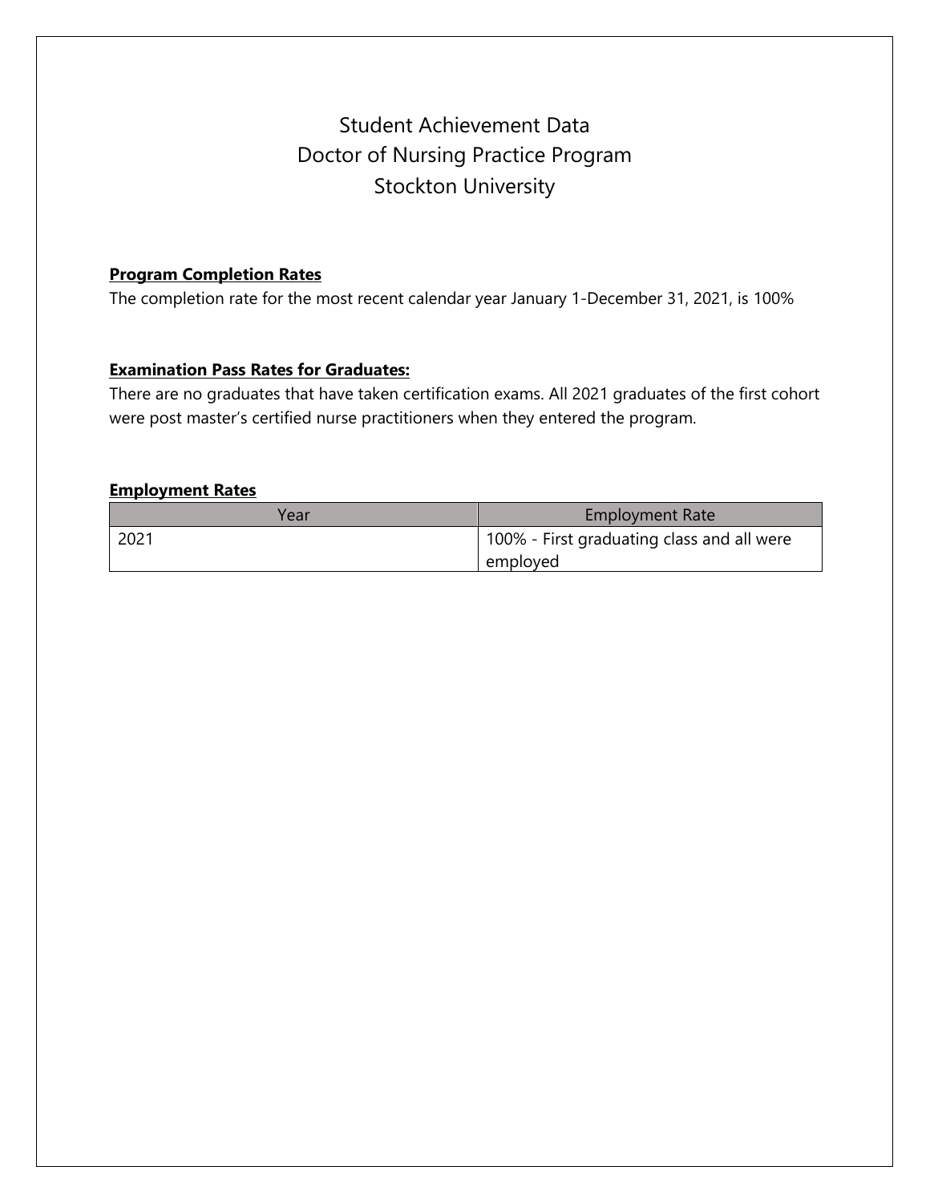# Student Achievement Data
# Doctor of Nursing Practice Program
# Stockton University

**Program Completion Rates**

The completion rate for the most recent calendar year January 1-December 31, 2021, is 100%

**Examination Pass Rates for Graduates:**

There are no graduates that have taken certification exams. All 2021 graduates of the first cohort were post master's certified nurse practitioners when they entered the program.

**Employment Rates**

| Year | Employment Rate |
|---|---|
| 2021 | 100% - First graduating class and all were employed |